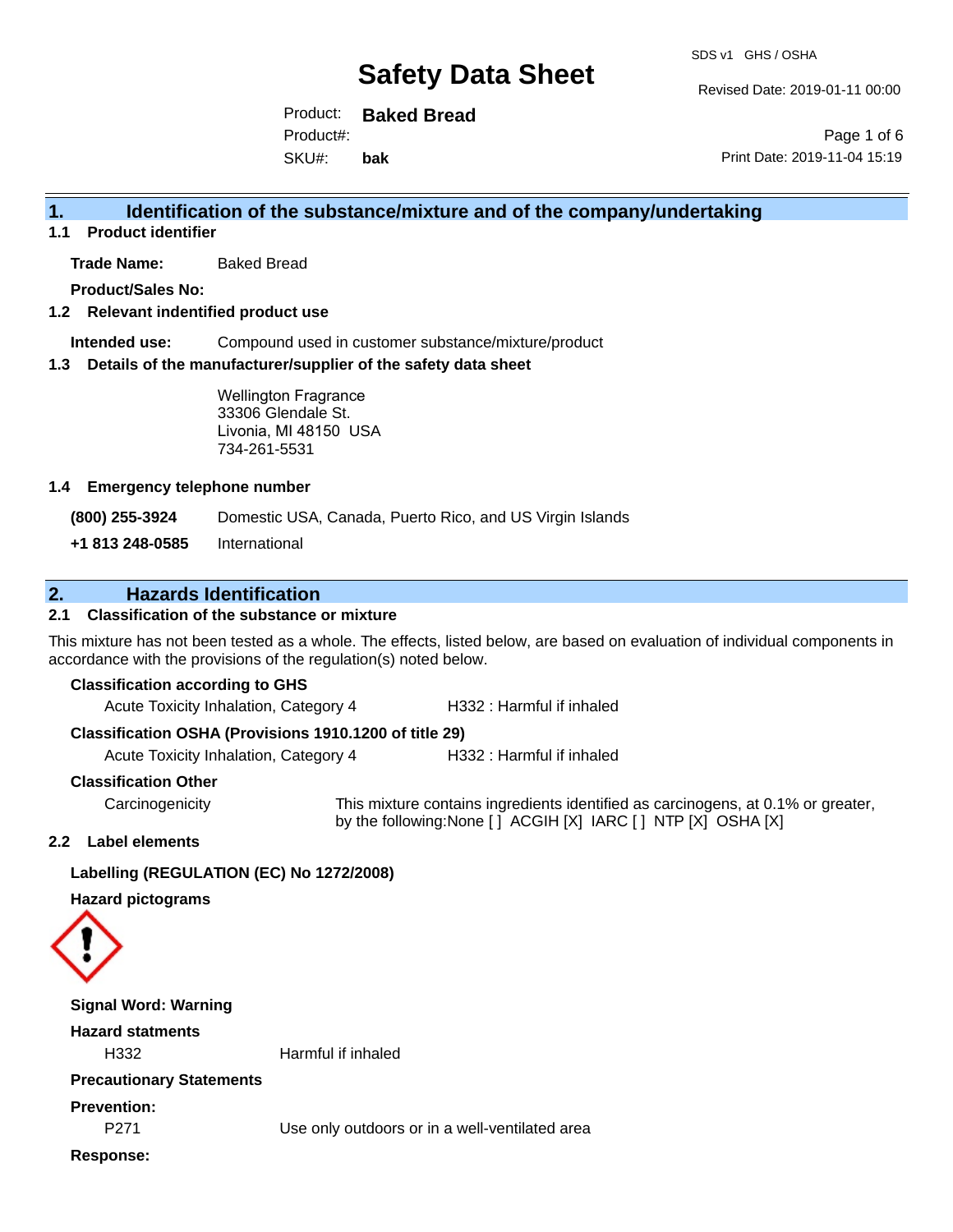# Safety Data Sheet

SDS v1 GHS / OSHA

Revised Date: 2019-01-11 00:00

Product: **Baked Bread**
Product#:
SKU#: **bak**

Print Date: 2019-11-04 15:19

## 1. Identification of the substance/mixture and of the company/undertaking

### 1.1 Product identifier

**Trade Name:** Baked Bread

**Product/Sales No:**

### 1.2 Relevant identified product use

**Intended use:** Compound used in customer substance/mixture/product

### 1.3 Details of the manufacturer/supplier of the safety data sheet

Wellington Fragrance
33306 Glendale St.
Livonia, MI 48150 USA
734-261-5531

### 1.4 Emergency telephone number

**(800) 255-3924** Domestic USA, Canada, Puerto Rico, and US Virgin Islands

**+1 813 248-0585** International

## 2. Hazards Identification

### 2.1 Classification of the substance or mixture

This mixture has not been tested as a whole. The effects, listed below, are based on evaluation of individual components in accordance with the provisions of the regulation(s) noted below.

**Classification according to GHS**

Acute Toxicity Inhalation, Category 4 — H332 : Harmful if inhaled

**Classification OSHA (Provisions 1910.1200 of title 29)**

Acute Toxicity Inhalation, Category 4 — H332 : Harmful if inhaled

**Classification Other**

Carcinogenicity — This mixture contains ingredients identified as carcinogens, at 0.1% or greater, by the following:None [ ] ACGIH [X] IARC [ ] NTP [X] OSHA [X]

### 2.2 Label elements

**Labelling (REGULATION (EC) No 1272/2008)**

**Hazard pictograms**

**Signal Word: Warning**

**Hazard statments**

H332 Harmful if inhaled

**Precautionary Statements**

**Prevention:**

P271 Use only outdoors or in a well-ventilated area

**Response:**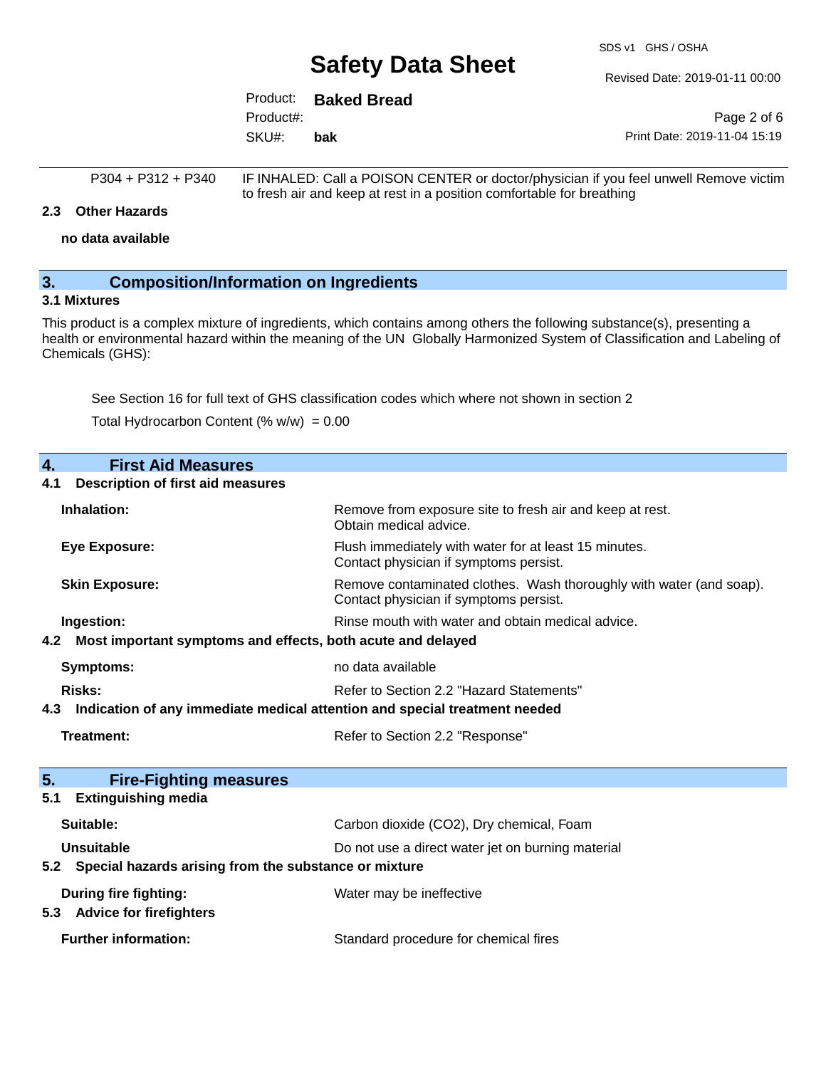| | |
|---|---|
| P304 + P312 + P340 | IF INHALED: Call a POISON CENTER or doctor/physician if you feel unwell Remove victim to fresh air and keep at rest in a position comfortable for breathing |

### 2.3 Other Hazards

**no data available**

## 3. Composition/Information on Ingredients

### 3.1 Mixtures

This product is a complex mixture of ingredients, which contains among others the following substance(s), presenting a health or environmental hazard within the meaning of the UN Globally Harmonized System of Classification and Labeling of Chemicals (GHS):

See Section 16 for full text of GHS classification codes which where not shown in section 2

Total Hydrocarbon Content (% w/w) = 0.00

## 4. First Aid Measures

### 4.1 Description of first aid measures

| | |
|---|---|
| **Inhalation:** | Remove from exposure site to fresh air and keep at rest. Obtain medical advice. |
| **Eye Exposure:** | Flush immediately with water for at least 15 minutes. Contact physician if symptoms persist. |
| **Skin Exposure:** | Remove contaminated clothes. Wash thoroughly with water (and soap). Contact physician if symptoms persist. |
| **Ingestion:** | Rinse mouth with water and obtain medical advice. |

### 4.2 Most important symptoms and effects, both acute and delayed

| | |
|---|---|
| **Symptoms:** | no data available |
| **Risks:** | Refer to Section 2.2 "Hazard Statements" |

### 4.3 Indication of any immediate medical attention and special treatment needed

| | |
|---|---|
| **Treatment:** | Refer to Section 2.2 "Response" |

## 5. Fire-Fighting measures

### 5.1 Extinguishing media

| | |
|---|---|
| **Suitable:** | Carbon dioxide ($CO_2$), Dry chemical, Foam |
| **Unsuitable** | Do not use a direct water jet on burning material |

### 5.2 Special hazards arising from the substance or mixture

| | |
|---|---|
| **During fire fighting:** | Water may be ineffective |

### 5.3 Advice for firefighters

| | |
|---|---|
| **Further information:** | Standard procedure for chemical fires |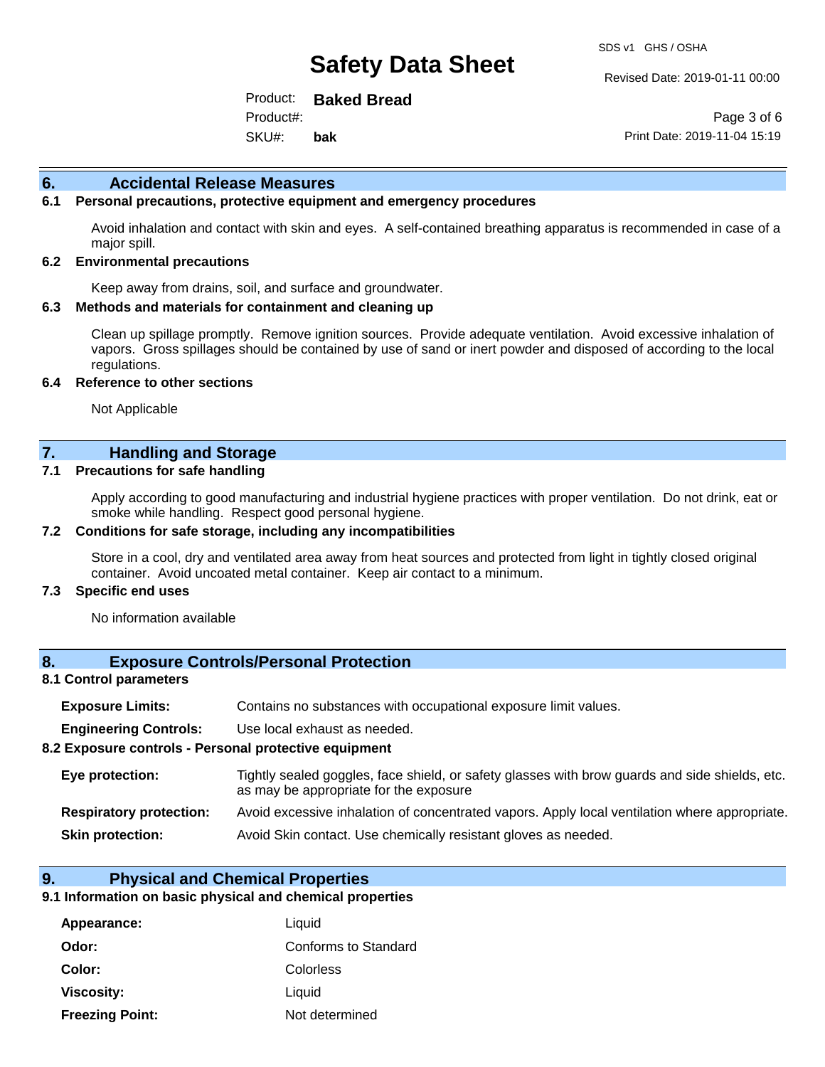## 6. Accidental Release Measures

### 6.1 Personal precautions, protective equipment and emergency procedures

Avoid inhalation and contact with skin and eyes. A self-contained breathing apparatus is recommended in case of a major spill.

### 6.2 Environmental precautions

Keep away from drains, soil, and surface and groundwater.

### 6.3 Methods and materials for containment and cleaning up

Clean up spillage promptly. Remove ignition sources. Provide adequate ventilation. Avoid excessive inhalation of vapors. Gross spillages should be contained by use of sand or inert powder and disposed of according to the local regulations.

### 6.4 Reference to other sections

Not Applicable

## 7. Handling and Storage

### 7.1 Precautions for safe handling

Apply according to good manufacturing and industrial hygiene practices with proper ventilation. Do not drink, eat or smoke while handling. Respect good personal hygiene.

### 7.2 Conditions for safe storage, including any incompatibilities

Store in a cool, dry and ventilated area away from heat sources and protected from light in tightly closed original container. Avoid uncoated metal container. Keep air contact to a minimum.

### 7.3 Specific end uses

No information available

## 8. Exposure Controls/Personal Protection

### 8.1 Control parameters

**Exposure Limits:** Contains no substances with occupational exposure limit values.

**Engineering Controls:** Use local exhaust as needed.

### 8.2 Exposure controls - Personal protective equipment

**Eye protection:** Tightly sealed goggles, face shield, or safety glasses with brow guards and side shields, etc. as may be appropriate for the exposure

**Respiratory protection:** Avoid excessive inhalation of concentrated vapors. Apply local ventilation where appropriate.

**Skin protection:** Avoid Skin contact. Use chemically resistant gloves as needed.

## 9. Physical and Chemical Properties

### 9.1 Information on basic physical and chemical properties

| | |
|---|---|
| **Appearance:** | Liquid |
| **Odor:** | Conforms to Standard |
| **Color:** | Colorless |
| **Viscosity:** | Liquid |
| **Freezing Point:** | Not determined |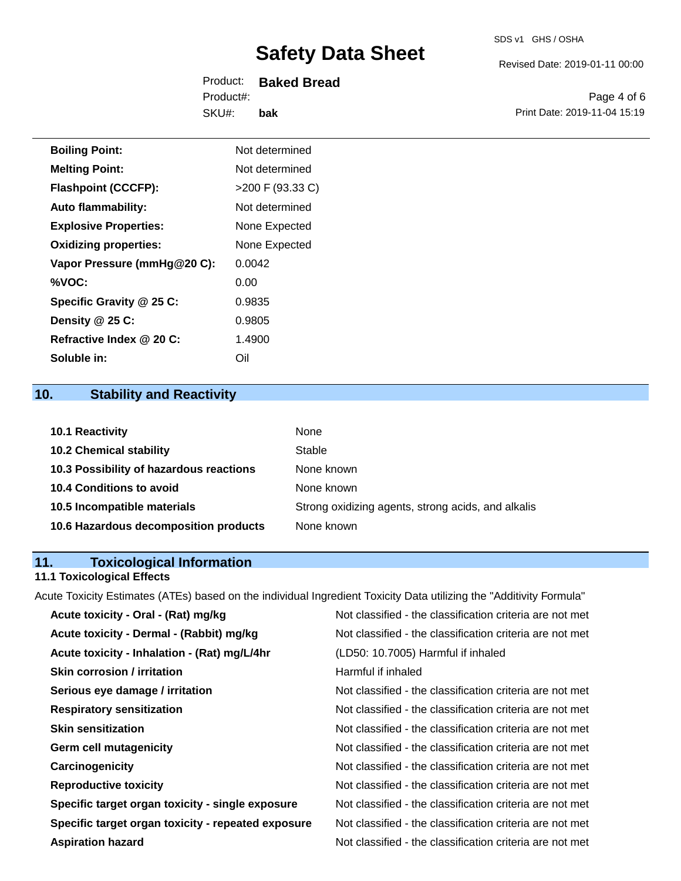| | |
|---|---|
| **Boiling Point:** | Not determined |
| **Melting Point:** | Not determined |
| **Flashpoint (CCCFP):** | >200 F (93.33 C) |
| **Auto flammability:** | Not determined |
| **Explosive Properties:** | None Expected |
| **Oxidizing properties:** | None Expected |
| **Vapor Pressure (mmHg@20 C):** | 0.0042 |
| **%VOC:** | 0.00 |
| **Specific Gravity @ 25 C:** | 0.9835 |
| **Density @ 25 C:** | 0.9805 |
| **Refractive Index @ 20 C:** | 1.4900 |
| **Soluble in:** | Oil |

## 10. Stability and Reactivity

| | |
|---|---|
| **10.1 Reactivity** | None |
| **10.2 Chemical stability** | Stable |
| **10.3 Possibility of hazardous reactions** | None known |
| **10.4 Conditions to avoid** | None known |
| **10.5 Incompatible materials** | Strong oxidizing agents, strong acids, and alkalis |
| **10.6 Hazardous decomposition products** | None known |

## 11. Toxicological Information

### 11.1 Toxicological Effects

Acute Toxicity Estimates (ATEs) based on the individual Ingredient Toxicity Data utilizing the "Additivity Formula"

| | |
|---|---|
| **Acute toxicity - Oral - (Rat) mg/kg** | Not classified - the classification criteria are not met |
| **Acute toxicity - Dermal - (Rabbit) mg/kg** | Not classified - the classification criteria are not met |
| **Acute toxicity - Inhalation - (Rat) mg/L/4hr** | (LD50: 10.7005) Harmful if inhaled |
| **Skin corrosion / irritation** | Harmful if inhaled |
| **Serious eye damage / irritation** | Not classified - the classification criteria are not met |
| **Respiratory sensitization** | Not classified - the classification criteria are not met |
| **Skin sensitization** | Not classified - the classification criteria are not met |
| **Germ cell mutagenicity** | Not classified - the classification criteria are not met |
| **Carcinogenicity** | Not classified - the classification criteria are not met |
| **Reproductive toxicity** | Not classified - the classification criteria are not met |
| **Specific target organ toxicity - single exposure** | Not classified - the classification criteria are not met |
| **Specific target organ toxicity - repeated exposure** | Not classified - the classification criteria are not met |
| **Aspiration hazard** | Not classified - the classification criteria are not met |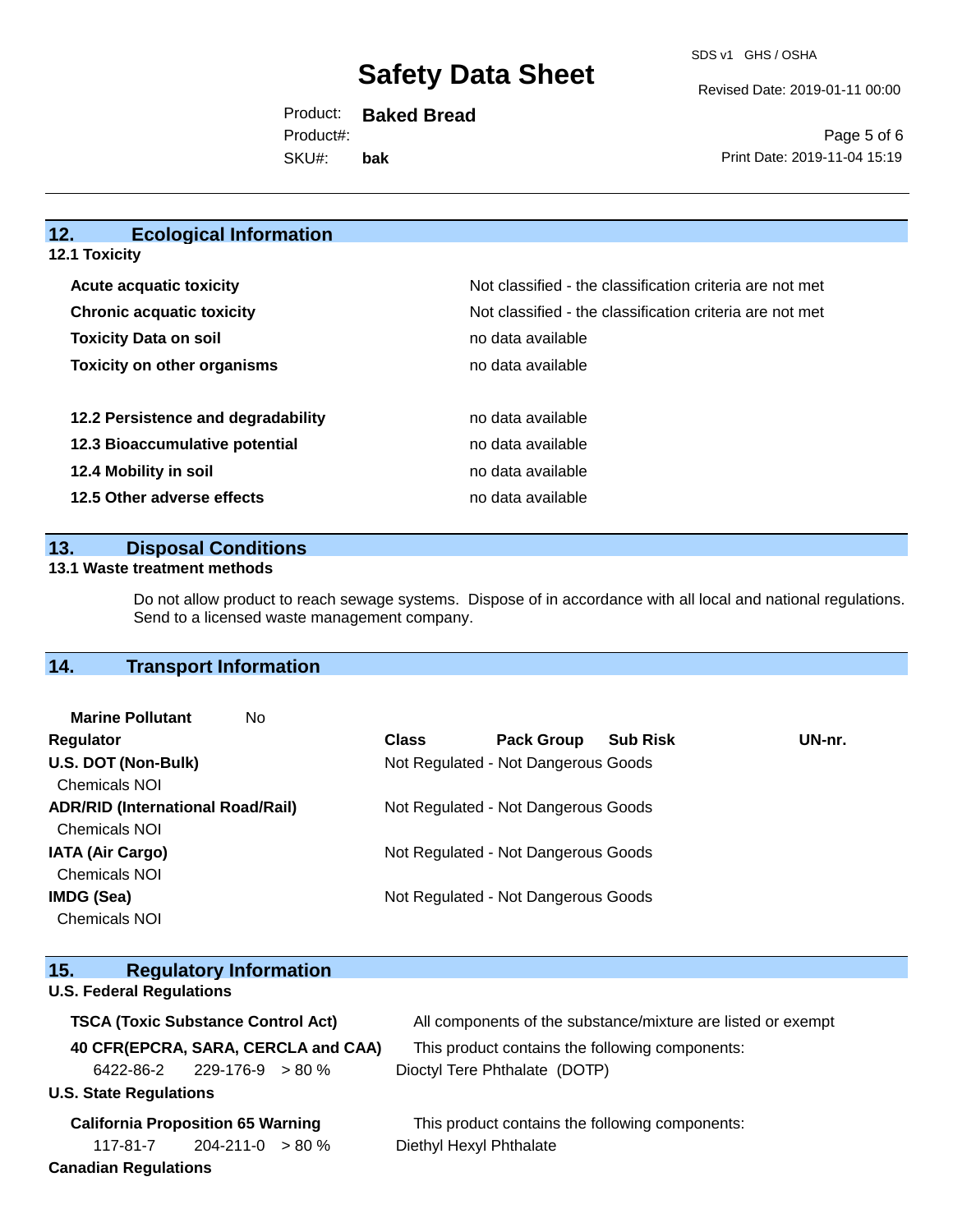## 12. Ecological Information

### 12.1 Toxicity

| | |
|---|---|
| **Acute acquatic toxicity** | Not classified - the classification criteria are not met |
| **Chronic acquatic toxicity** | Not classified - the classification criteria are not met |
| **Toxicity Data on soil** | no data available |
| **Toxicity on other organisms** | no data available |
| **12.2 Persistence and degradability** | no data available |
| **12.3 Bioaccumulative potential** | no data available |
| **12.4 Mobility in soil** | no data available |
| **12.5 Other adverse effects** | no data available |

## 13. Disposal Conditions

### 13.1 Waste treatment methods

Do not allow product to reach sewage systems. Dispose of in accordance with all local and national regulations. Send to a licensed waste management company.

## 14. Transport Information

**Marine Pollutant** No

| Regulator | Class | Pack Group | Sub Risk | UN-nr. |
|---|---|---|---|---|
| **U.S. DOT (Non-Bulk)** Chemicals NOI | Not Regulated - Not Dangerous Goods | | | |
| **ADR/RID (International Road/Rail)** Chemicals NOI | Not Regulated - Not Dangerous Goods | | | |
| **IATA (Air Cargo)** Chemicals NOI | Not Regulated - Not Dangerous Goods | | | |
| **IMDG (Sea)** Chemicals NOI | Not Regulated - Not Dangerous Goods | | | |

## 15. Regulatory Information

**U.S. Federal Regulations**

**TSCA (Toxic Substance Control Act)** All components of the substance/mixture are listed or exempt

**40 CFR(EPCRA, SARA, CERCLA and CAA)** This product contains the following components:

| | | | |
|---|---|---|---|
| 6422-86-2 | 229-176-9 | > 80 % | Dioctyl Tere Phthalate (DOTP) |

**U.S. State Regulations**

**California Proposition 65 Warning** This product contains the following components:

| | | | |
|---|---|---|---|
| 117-81-7 | 204-211-0 | > 80 % | Diethyl Hexyl Phthalate |

**Canadian Regulations**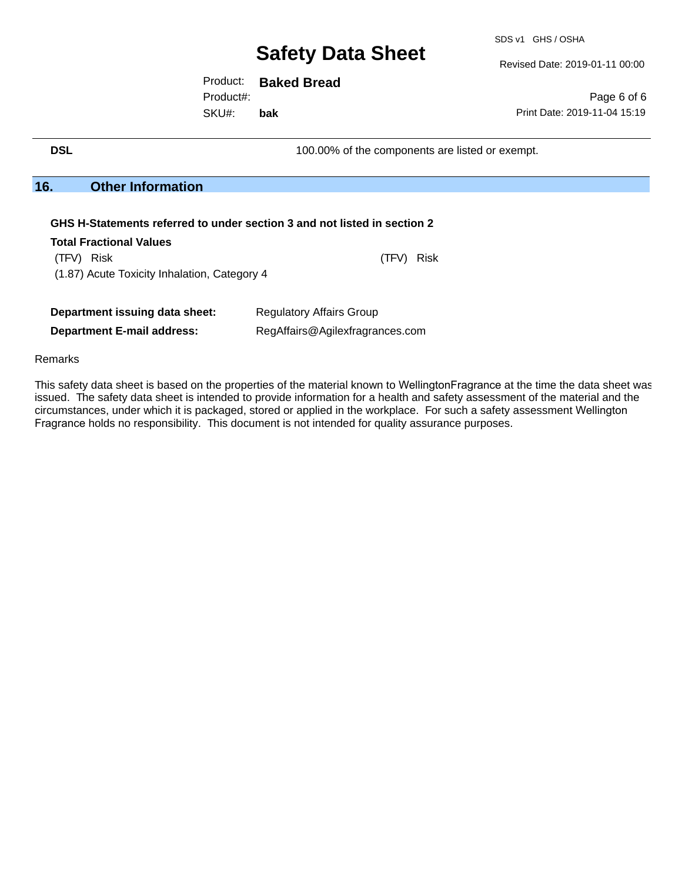| | |
|---|---|
| **DSL** | 100.00% of the components are listed or exempt. |

## 16. Other Information

**GHS H-Statements referred to under section 3 and not listed in section 2**

**Total Fractional Values**

| (TFV) Risk | (TFV) Risk |
|---|---|
| (1.87) Acute Toxicity Inhalation, Category 4 | |

| | |
|---|---|
| **Department issuing data sheet:** | Regulatory Affairs Group |
| **Department E-mail address:** | RegAffairs@Agilexfragrances.com |

Remarks

This safety data sheet is based on the properties of the material known to WellingtonFragrance at the time the data sheet was issued. The safety data sheet is intended to provide information for a health and safety assessment of the material and the circumstances, under which it is packaged, stored or applied in the workplace. For such a safety assessment Wellington Fragrance holds no responsibility. This document is not intended for quality assurance purposes.